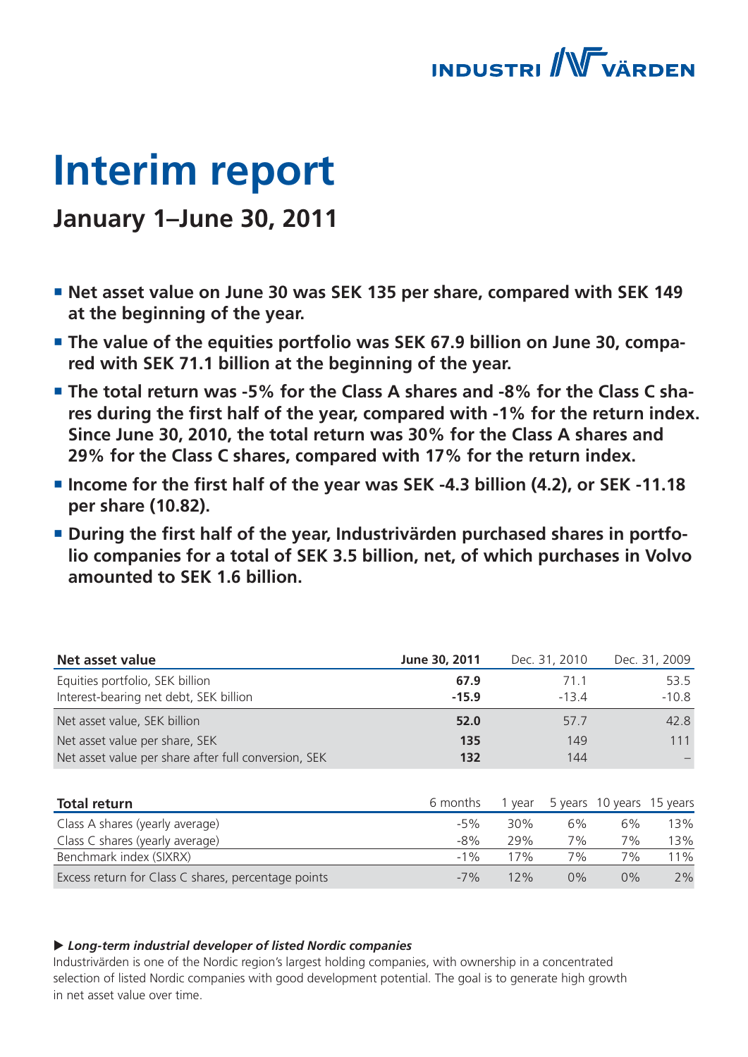# Interim report

## January 1–June 30, 2011

- **Net asset value on June 30 was SEK 135 per share, compared with SEK 149 at the beginning of the year.**
- **The value of the equities portfolio was SEK 67.9 billion on June 30, compared with SEK 71.1 billion at the beginning of the year.**
- **The total return was -5% for the Class A shares and -8% for the Class C shares during the first half of the year, compared with -1% for the return index. Since June 30, 2010, the total return was 30% for the Class A shares and 29% for the Class C shares, compared with 17% for the return index.**
- **Income for the first half of the year was SEK -4.3 billion (4.2), or SEK -11.18 per share (10.82).**
- **During the first half of the year, Industrivärden purchased shares in portfolio companies for a total of SEK 3.5 billion, net, of which purchases in Volvo amounted to SEK 1.6 billion.**

| Net asset value | June 30, 2011 | Dec. 31, 2010 | Dec. 31, 2009 |
|---|---|---|---|
| Equities portfolio, SEK billion | **67.9** | 71.1 | 53.5 |
| Interest-bearing net debt, SEK billion | **-15.9** | -13.4 | -10.8 |
| Net asset value, SEK billion | **52.0** | 57.7 | 42.8 |
| Net asset value per share, SEK | **135** | 149 | 111 |
| Net asset value per share after full conversion, SEK | **132** | 144 | – |

| Total return | 6 months | 1 year | 5 years | 10 years | 15 years |
|---|---|---|---|---|---|
| Class A shares (yearly average) | -5% | 30% | 6% | 6% | 13% |
| Class C shares (yearly average) | -8% | 29% | 7% | 7% | 13% |
| Benchmark index (SIXRX) | -1% | 17% | 7% | 7% | 11% |
| Excess return for Class C shares, percentage points | -7% | 12% | 0% | 0% | 2% |

▶ ***Long-term industrial developer of listed Nordic companies***

Industrivärden is one of the Nordic region's largest holding companies, with ownership in a concentrated selection of listed Nordic companies with good development potential. The goal is to generate high growth in net asset value over time.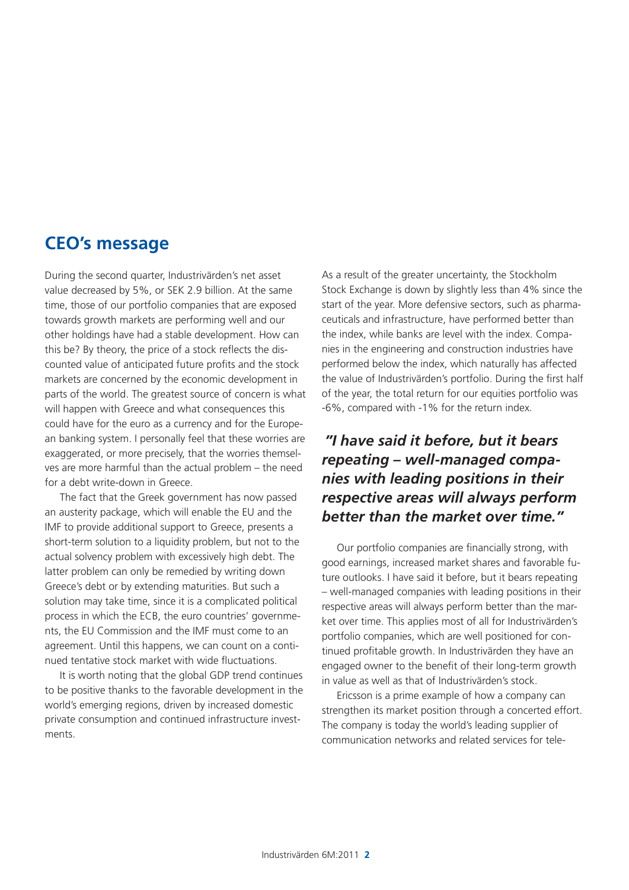## CEO's message

During the second quarter, Industrivärden's net asset value decreased by 5%, or SEK 2.9 billion. At the same time, those of our portfolio companies that are exposed towards growth markets are performing well and our other holdings have had a stable development. How can this be? By theory, the price of a stock reflects the discounted value of anticipated future profits and the stock markets are concerned by the economic development in parts of the world. The greatest source of concern is what will happen with Greece and what consequences this could have for the euro as a currency and for the European banking system. I personally feel that these worries are exaggerated, or more precisely, that the worries themselves are more harmful than the actual problem – the need for a debt write-down in Greece.

The fact that the Greek government has now passed an austerity package, which will enable the EU and the IMF to provide additional support to Greece, presents a short-term solution to a liquidity problem, but not to the actual solvency problem with excessively high debt. The latter problem can only be remedied by writing down Greece's debt or by extending maturities. But such a solution may take time, since it is a complicated political process in which the ECB, the euro countries' governments, the EU Commission and the IMF must come to an agreement. Until this happens, we can count on a continued tentative stock market with wide fluctuations.

It is worth noting that the global GDP trend continues to be positive thanks to the favorable development in the world's emerging regions, driven by increased domestic private consumption and continued infrastructure investments.

As a result of the greater uncertainty, the Stockholm Stock Exchange is down by slightly less than 4% since the start of the year. More defensive sectors, such as pharmaceuticals and infrastructure, have performed better than the index, while banks are level with the index. Companies in the engineering and construction industries have performed below the index, which naturally has affected the value of Industrivärden's portfolio. During the first half of the year, the total return for our equities portfolio was -6%, compared with -1% for the return index.

***"I have said it before, but it bears repeating – well-managed companies with leading positions in their respective areas will always perform better than the market over time."***

Our portfolio companies are financially strong, with good earnings, increased market shares and favorable future outlooks. I have said it before, but it bears repeating – well-managed companies with leading positions in their respective areas will always perform better than the market over time. This applies most of all for Industrivärden's portfolio companies, which are well positioned for continued profitable growth. In Industrivärden they have an engaged owner to the benefit of their long-term growth in value as well as that of Industrivärden's stock.

Ericsson is a prime example of how a company can strengthen its market position through a concerted effort. The company is today the world's leading supplier of communication networks and related services for tele-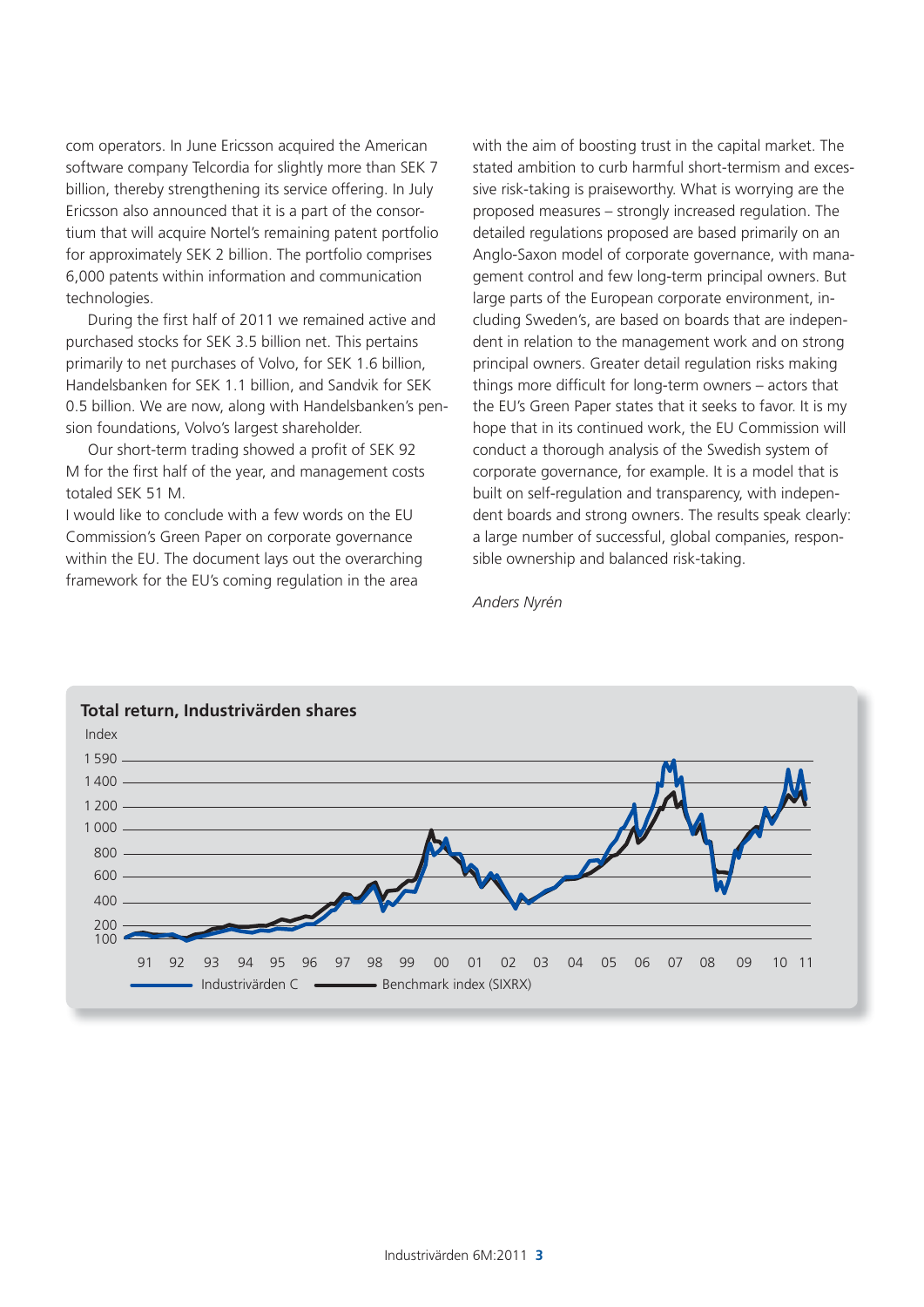com operators. In June Ericsson acquired the American software company Telcordia for slightly more than SEK 7 billion, thereby strengthening its service offering. In July Ericsson also announced that it is a part of the consortium that will acquire Nortel's remaining patent portfolio for approximately SEK 2 billion. The portfolio comprises 6,000 patents within information and communication technologies.

During the first half of 2011 we remained active and purchased stocks for SEK 3.5 billion net. This pertains primarily to net purchases of Volvo, for SEK 1.6 billion, Handelsbanken for SEK 1.1 billion, and Sandvik for SEK 0.5 billion. We are now, along with Handelsbanken's pension foundations, Volvo's largest shareholder.

Our short-term trading showed a profit of SEK 92 M for the first half of the year, and management costs totaled SEK 51 M.

I would like to conclude with a few words on the EU Commission's Green Paper on corporate governance within the EU. The document lays out the overarching framework for the EU's coming regulation in the area with the aim of boosting trust in the capital market. The stated ambition to curb harmful short-termism and excessive risk-taking is praiseworthy. What is worrying are the proposed measures – strongly increased regulation. The detailed regulations proposed are based primarily on an Anglo-Saxon model of corporate governance, with management control and few long-term principal owners. But large parts of the European corporate environment, including Sweden's, are based on boards that are independent in relation to the management work and on strong principal owners. Greater detail regulation risks making things more difficult for long-term owners – actors that the EU's Green Paper states that it seeks to favor. It is my hope that in its continued work, the EU Commission will conduct a thorough analysis of the Swedish system of corporate governance, for example. It is a model that is built on self-regulation and transparency, with independent boards and strong owners. The results speak clearly: a large number of successful, global companies, responsible ownership and balanced risk-taking.

*Anders Nyrén*

**Total return, Industrivärden shares**

Index: 100, 200, 400, 600, 800, 1 000, 1 200, 1 400, 1 590

Years: 91, 92, 93, 94, 95, 96, 97, 98, 99, 00, 01, 02, 03, 04, 05, 06, 07, 08, 09, 10, 11

Industrivärden C — Benchmark index (SIXRX)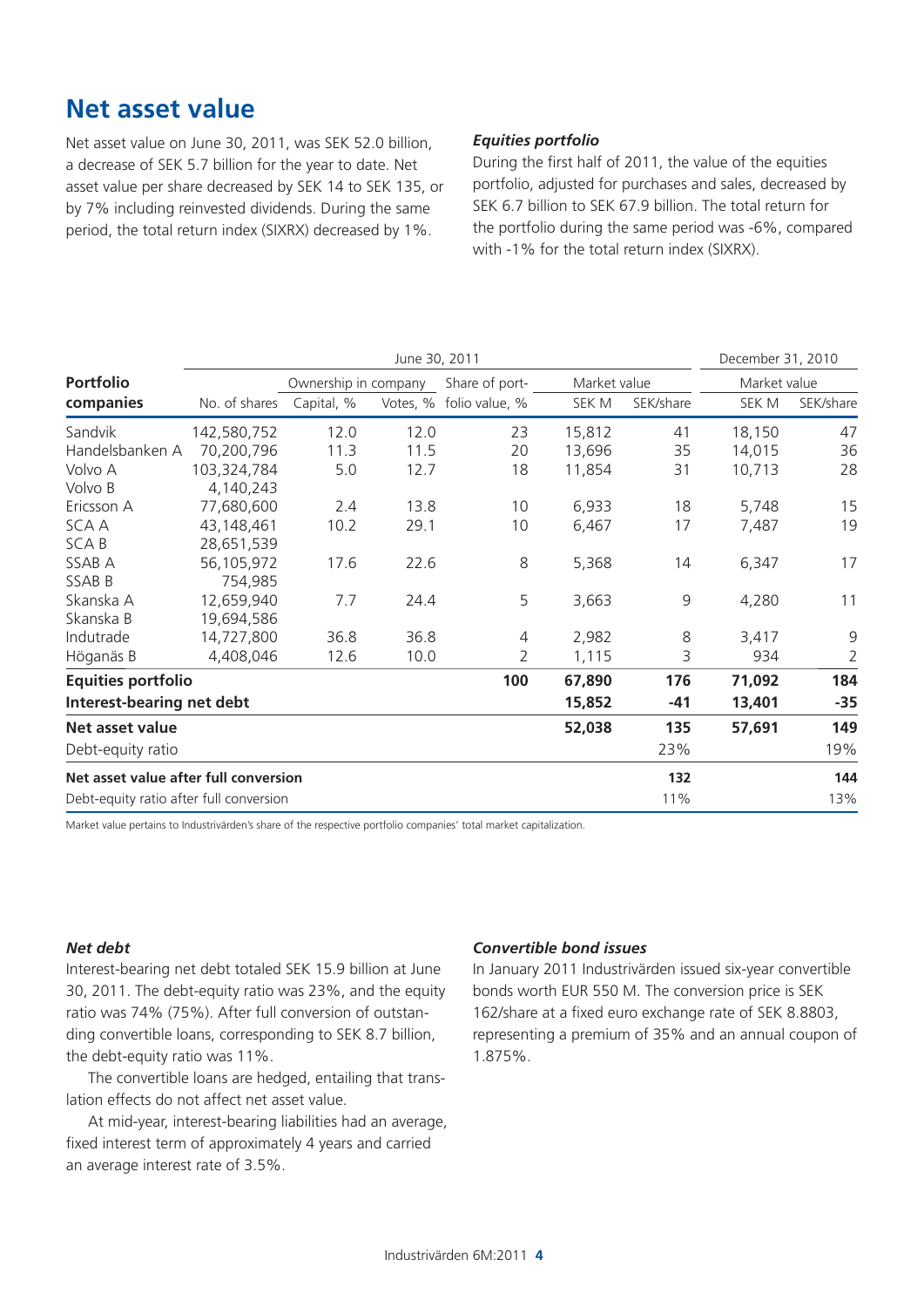## Net asset value

Net asset value on June 30, 2011, was SEK 52.0 billion, a decrease of SEK 5.7 billion for the year to date. Net asset value per share decreased by SEK 14 to SEK 135, or by 7% including reinvested dividends. During the same period, the total return index (SIXRX) decreased by 1%.

### *Equities portfolio*

During the first half of 2011, the value of the equities portfolio, adjusted for purchases and sales, decreased by SEK 6.7 billion to SEK 67.9 billion. The total return for the portfolio during the same period was -6%, compared with -1% for the total return index (SIXRX).

| Portfolio companies | June 30, 2011 | | | | | | December 31, 2010 | |
|---|---|---|---|---|---|---|---|---|
| | | Ownership in company | | Share of port- | Market value | | Market value | |
| | No. of shares | Capital, % | Votes, % | folio value, % | SEK M | SEK/share | SEK M | SEK/share |
| Sandvik | 142,580,752 | 12.0 | 12.0 | 23 | 15,812 | 41 | 18,150 | 47 |
| Handelsbanken A | 70,200,796 | 11.3 | 11.5 | 20 | 13,696 | 35 | 14,015 | 36 |
| Volvo A | 103,324,784 | 5.0 | 12.7 | 18 | 11,854 | 31 | 10,713 | 28 |
| Volvo B | 4,140,243 | | | | | | | |
| Ericsson A | 77,680,600 | 2.4 | 13.8 | 10 | 6,933 | 18 | 5,748 | 15 |
| SCA A | 43,148,461 | 10.2 | 29.1 | 10 | 6,467 | 17 | 7,487 | 19 |
| SCA B | 28,651,539 | | | | | | | |
| SSAB A | 56,105,972 | 17.6 | 22.6 | 8 | 5,368 | 14 | 6,347 | 17 |
| SSAB B | 754,985 | | | | | | | |
| Skanska A | 12,659,940 | 7.7 | 24.4 | 5 | 3,663 | 9 | 4,280 | 11 |
| Skanska B | 19,694,586 | | | | | | | |
| Indutrade | 14,727,800 | 36.8 | 36.8 | 4 | 2,982 | 8 | 3,417 | 9 |
| Höganäs B | 4,408,046 | 12.6 | 10.0 | 2 | 1,115 | 3 | 934 | 2 |
| **Equities portfolio** | | | | **100** | **67,890** | **176** | **71,092** | **184** |
| **Interest-bearing net debt** | | | | | **15,852** | **-41** | **13,401** | **-35** |
| **Net asset value** | | | | | **52,038** | **135** | **57,691** | **149** |
| Debt-equity ratio | | | | | | 23% | | 19% |
| **Net asset value after full conversion** | | | | | | **132** | | **144** |
| Debt-equity ratio after full conversion | | | | | | 11% | | 13% |

Market value pertains to Industrivärden's share of the respective portfolio companies' total market capitalization.

### *Net debt*

Interest-bearing net debt totaled SEK 15.9 billion at June 30, 2011. The debt-equity ratio was 23%, and the equity ratio was 74% (75%). After full conversion of outstanding convertible loans, corresponding to SEK 8.7 billion, the debt-equity ratio was 11%.

The convertible loans are hedged, entailing that translation effects do not affect net asset value.

At mid-year, interest-bearing liabilities had an average, fixed interest term of approximately 4 years and carried an average interest rate of 3.5%.

### *Convertible bond issues*

In January 2011 Industrivärden issued six-year convertible bonds worth EUR 550 M. The conversion price is SEK 162/share at a fixed euro exchange rate of SEK 8.8803, representing a premium of 35% and an annual coupon of 1.875%.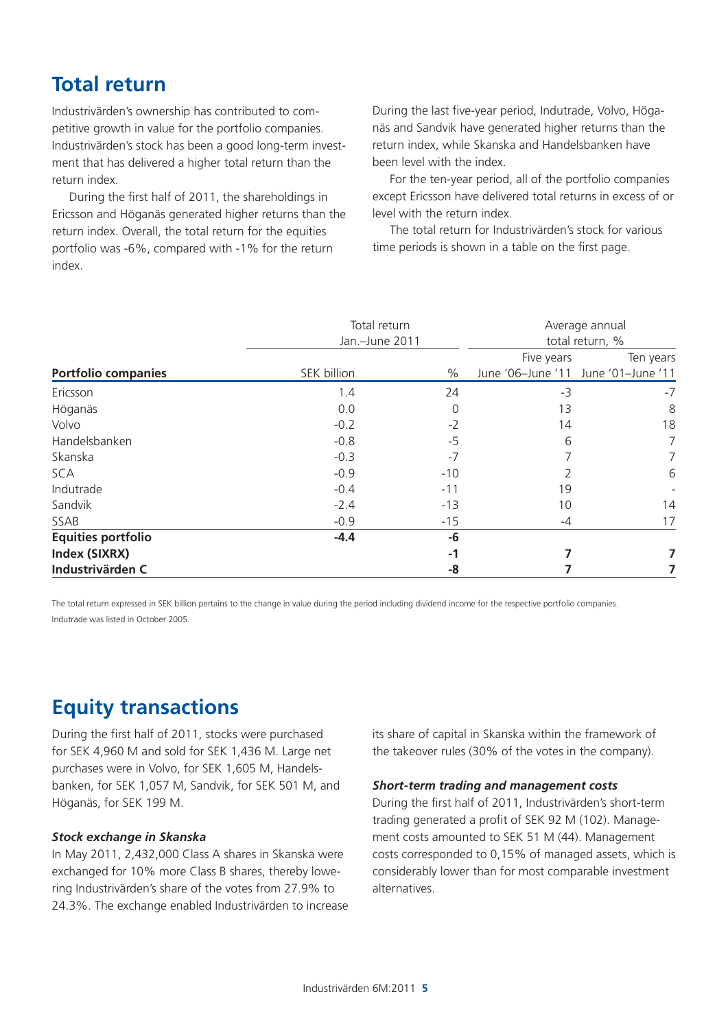## Total return

Industrivärden's ownership has contributed to competitive growth in value for the portfolio companies. Industrivärden's stock has been a good long-term investment that has delivered a higher total return than the return index.

During the first half of 2011, the shareholdings in Ericsson and Höganäs generated higher returns than the return index. Overall, the total return for the equities portfolio was -6%, compared with -1% for the return index.

During the last five-year period, Indutrade, Volvo, Höganäs and Sandvik have generated higher returns than the return index, while Skanska and Handelsbanken have been level with the index.

For the ten-year period, all of the portfolio companies except Ericsson have delivered total returns in excess of or level with the return index.

The total return for Industrivärden's stock for various time periods is shown in a table on the first page.

| | Total return Jan.–June 2011 | | Average annual total return, % | |
|---|---|---|---|---|
| | | | Five years | Ten years |
| **Portfolio companies** | SEK billion | % | June '06–June '11 | June '01–June '11 |
| Ericsson | 1.4 | 24 | -3 | -7 |
| Höganäs | 0.0 | 0 | 13 | 8 |
| Volvo | -0.2 | -2 | 14 | 18 |
| Handelsbanken | -0.8 | -5 | 6 | 7 |
| Skanska | -0.3 | -7 | 7 | 7 |
| SCA | -0.9 | -10 | 2 | 6 |
| Indutrade | -0.4 | -11 | 19 | - |
| Sandvik | -2.4 | -13 | 10 | 14 |
| SSAB | -0.9 | -15 | -4 | 17 |
| **Equities portfolio** | **-4.4** | **-6** | | |
| **Index (SIXRX)** | | **-1** | **7** | **7** |
| **Industrivärden C** | | **-8** | **7** | **7** |

The total return expressed in SEK billion pertains to the change in value during the period including dividend income for the respective portfolio companies.
Indutrade was listed in October 2005.

## Equity transactions

During the first half of 2011, stocks were purchased for SEK 4,960 M and sold for SEK 1,436 M. Large net purchases were in Volvo, for SEK 1,605 M, Handelsbanken, for SEK 1,057 M, Sandvik, for SEK 501 M, and Höganäs, for SEK 199 M.

### *Stock exchange in Skanska*

In May 2011, 2,432,000 Class A shares in Skanska were exchanged for 10% more Class B shares, thereby lowering Industrivärden's share of the votes from 27.9% to 24.3%. The exchange enabled Industrivärden to increase its share of capital in Skanska within the framework of the takeover rules (30% of the votes in the company).

### *Short-term trading and management costs*

During the first half of 2011, Industrivärden's short-term trading generated a profit of SEK 92 M (102). Management costs amounted to SEK 51 M (44). Management costs corresponded to 0,15% of managed assets, which is considerably lower than for most comparable investment alternatives.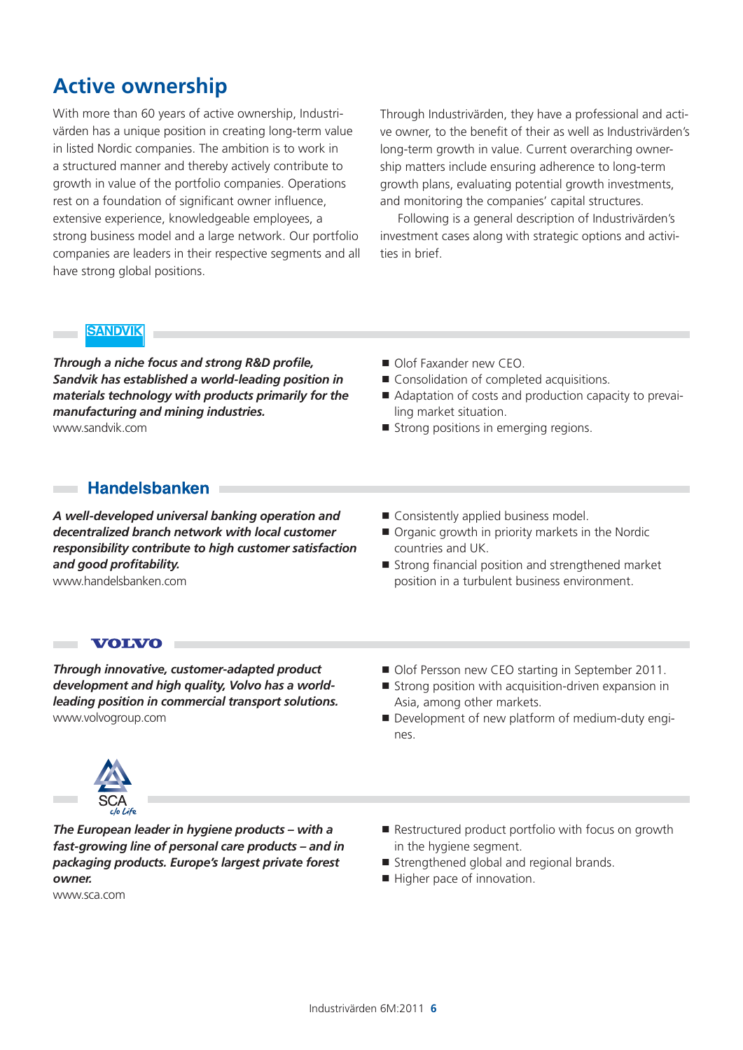# Active ownership

With more than 60 years of active ownership, Industrivärden has a unique position in creating long-term value in listed Nordic companies. The ambition is to work in a structured manner and thereby actively contribute to growth in value of the portfolio companies. Operations rest on a foundation of significant owner influence, extensive experience, knowledgeable employees, a strong business model and a large network. Our portfolio companies are leaders in their respective segments and all have strong global positions.

Through Industrivärden, they have a professional and active owner, to the benefit of their as well as Industrivärden's long-term growth in value. Current overarching ownership matters include ensuring adherence to long-term growth plans, evaluating potential growth investments, and monitoring the companies' capital structures.

Following is a general description of Industrivärden's investment cases along with strategic options and activities in brief.

## SANDVIK

***Through a niche focus and strong R&D profile, Sandvik has established a world-leading position in materials technology with products primarily for the manufacturing and mining industries.***
www.sandvik.com

- Olof Faxander new CEO.
- Consolidation of completed acquisitions.
- Adaptation of costs and production capacity to prevailing market situation.
- Strong positions in emerging regions.

## Handelsbanken

***A well-developed universal banking operation and decentralized branch network with local customer responsibility contribute to high customer satisfaction and good profitability.***
www.handelsbanken.com

- Consistently applied business model.
- Organic growth in priority markets in the Nordic countries and UK.
- Strong financial position and strengthened market position in a turbulent business environment.

## VOLVO

***Through innovative, customer-adapted product development and high quality, Volvo has a world-leading position in commercial transport solutions.***
www.volvogroup.com

- Olof Persson new CEO starting in September 2011.
- Strong position with acquisition-driven expansion in Asia, among other markets.
- Development of new platform of medium-duty engines.

## SCA

***The European leader in hygiene products – with a fast-growing line of personal care products – and in packaging products. Europe's largest private forest owner.***
www.sca.com

- Restructured product portfolio with focus on growth in the hygiene segment.
- Strengthened global and regional brands.
- Higher pace of innovation.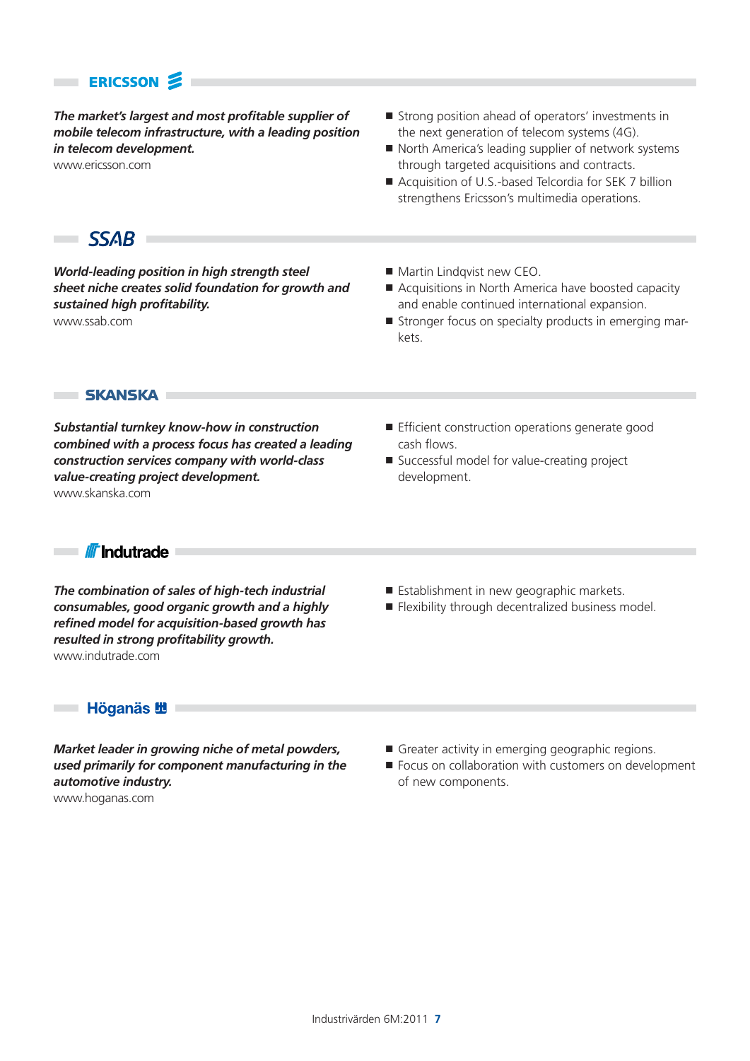## ERICSSON

***The market's largest and most profitable supplier of mobile telecom infrastructure, with a leading position in telecom development.***

www.ericsson.com

- Strong position ahead of operators' investments in the next generation of telecom systems (4G).
- North America's leading supplier of network systems through targeted acquisitions and contracts.
- Acquisition of U.S.-based Telcordia for SEK 7 billion strengthens Ericsson's multimedia operations.

## SSAB

***World-leading position in high strength steel sheet niche creates solid foundation for growth and sustained high profitability.***

www.ssab.com

- Martin Lindqvist new CEO.
- Acquisitions in North America have boosted capacity and enable continued international expansion.
- Stronger focus on specialty products in emerging markets.

## SKANSKA

***Substantial turnkey know-how in construction combined with a process focus has created a leading construction services company with world-class value-creating project development.***

www.skanska.com

- Efficient construction operations generate good cash flows.
- Successful model for value-creating project development.

## Indutrade

***The combination of sales of high-tech industrial consumables, good organic growth and a highly refined model for acquisition-based growth has resulted in strong profitability growth.***

www.indutrade.com

- Establishment in new geographic markets.
- Flexibility through decentralized business model.

## Höganäs

***Market leader in growing niche of metal powders, used primarily for component manufacturing in the automotive industry.***

www.hoganas.com

- Greater activity in emerging geographic regions.
- Focus on collaboration with customers on development of new components.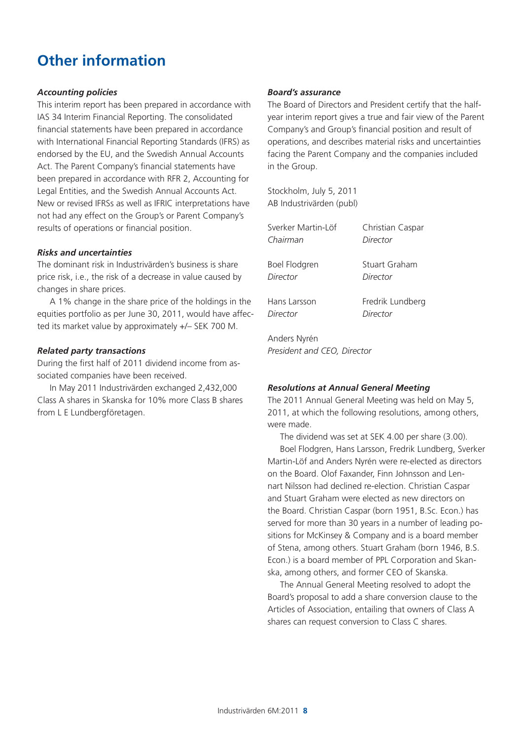# Other information

***Accounting policies***

This interim report has been prepared in accordance with IAS 34 Interim Financial Reporting. The consolidated financial statements have been prepared in accordance with International Financial Reporting Standards (IFRS) as endorsed by the EU, and the Swedish Annual Accounts Act. The Parent Company's financial statements have been prepared in accordance with RFR 2, Accounting for Legal Entities, and the Swedish Annual Accounts Act. New or revised IFRSs as well as IFRIC interpretations have not had any effect on the Group's or Parent Company's results of operations or financial position.

***Risks and uncertainties***

The dominant risk in Industrivärden's business is share price risk, i.e., the risk of a decrease in value caused by changes in share prices.

A 1% change in the share price of the holdings in the equities portfolio as per June 30, 2011, would have affected its market value by approximately +/– SEK 700 M.

***Related party transactions***

During the first half of 2011 dividend income from associated companies have been received.

In May 2011 Industrivärden exchanged 2,432,000 Class A shares in Skanska for 10% more Class B shares from L E Lundbergföretagen.

***Board's assurance***

The Board of Directors and President certify that the half-year interim report gives a true and fair view of the Parent Company's and Group's financial position and result of operations, and describes material risks and uncertainties facing the Parent Company and the companies included in the Group.

Stockholm, July 5, 2011
AB Industrivärden (publ)

Sverker Martin-Löf
*Chairman*

Christian Caspar
*Director*

Boel Flodgren
*Director*

Stuart Graham
*Director*

Hans Larsson
*Director*

Fredrik Lundberg
*Director*

Anders Nyrén
*President and CEO, Director*

***Resolutions at Annual General Meeting***

The 2011 Annual General Meeting was held on May 5, 2011, at which the following resolutions, among others, were made.

The dividend was set at SEK 4.00 per share (3.00).

Boel Flodgren, Hans Larsson, Fredrik Lundberg, Sverker Martin-Löf and Anders Nyrén were re-elected as directors on the Board. Olof Faxander, Finn Johnsson and Lennart Nilsson had declined re-election. Christian Caspar and Stuart Graham were elected as new directors on the Board. Christian Caspar (born 1951, B.Sc. Econ.) has served for more than 30 years in a number of leading positions for McKinsey & Company and is a board member of Stena, among others. Stuart Graham (born 1946, B.S. Econ.) is a board member of PPL Corporation and Skanska, among others, and former CEO of Skanska.

The Annual General Meeting resolved to adopt the Board's proposal to add a share conversion clause to the Articles of Association, entailing that owners of Class A shares can request conversion to Class C shares.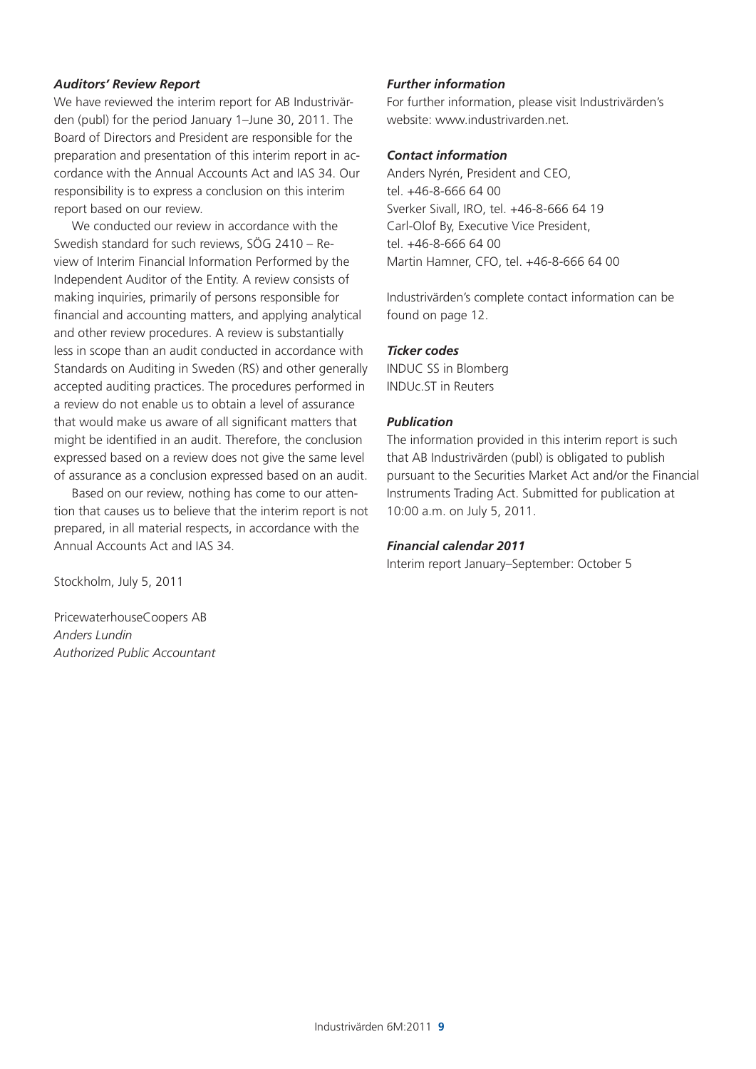### *Auditors' Review Report*

We have reviewed the interim report for AB Industrivärden (publ) for the period January 1–June 30, 2011. The Board of Directors and President are responsible for the preparation and presentation of this interim report in accordance with the Annual Accounts Act and IAS 34. Our responsibility is to express a conclusion on this interim report based on our review.

We conducted our review in accordance with the Swedish standard for such reviews, SÖG 2410 – Review of Interim Financial Information Performed by the Independent Auditor of the Entity. A review consists of making inquiries, primarily of persons responsible for financial and accounting matters, and applying analytical and other review procedures. A review is substantially less in scope than an audit conducted in accordance with Standards on Auditing in Sweden (RS) and other generally accepted auditing practices. The procedures performed in a review do not enable us to obtain a level of assurance that would make us aware of all significant matters that might be identified in an audit. Therefore, the conclusion expressed based on a review does not give the same level of assurance as a conclusion expressed based on an audit.

Based on our review, nothing has come to our attention that causes us to believe that the interim report is not prepared, in all material respects, in accordance with the Annual Accounts Act and IAS 34.

Stockholm, July 5, 2011

PricewaterhouseCoopers AB
*Anders Lundin*
*Authorized Public Accountant*

### *Further information*

For further information, please visit Industrivärden's website: www.industrivarden.net.

### *Contact information*

Anders Nyrén, President and CEO,
tel. +46-8-666 64 00
Sverker Sivall, IRO, tel. +46-8-666 64 19
Carl-Olof By, Executive Vice President,
tel. +46-8-666 64 00
Martin Hamner, CFO, tel. +46-8-666 64 00

Industrivärden's complete contact information can be found on page 12.

### *Ticker codes*

INDUC SS in Blomberg
INDUc.ST in Reuters

### *Publication*

The information provided in this interim report is such that AB Industrivärden (publ) is obligated to publish pursuant to the Securities Market Act and/or the Financial Instruments Trading Act. Submitted for publication at 10:00 a.m. on July 5, 2011.

### *Financial calendar 2011*

Interim report January–September: October 5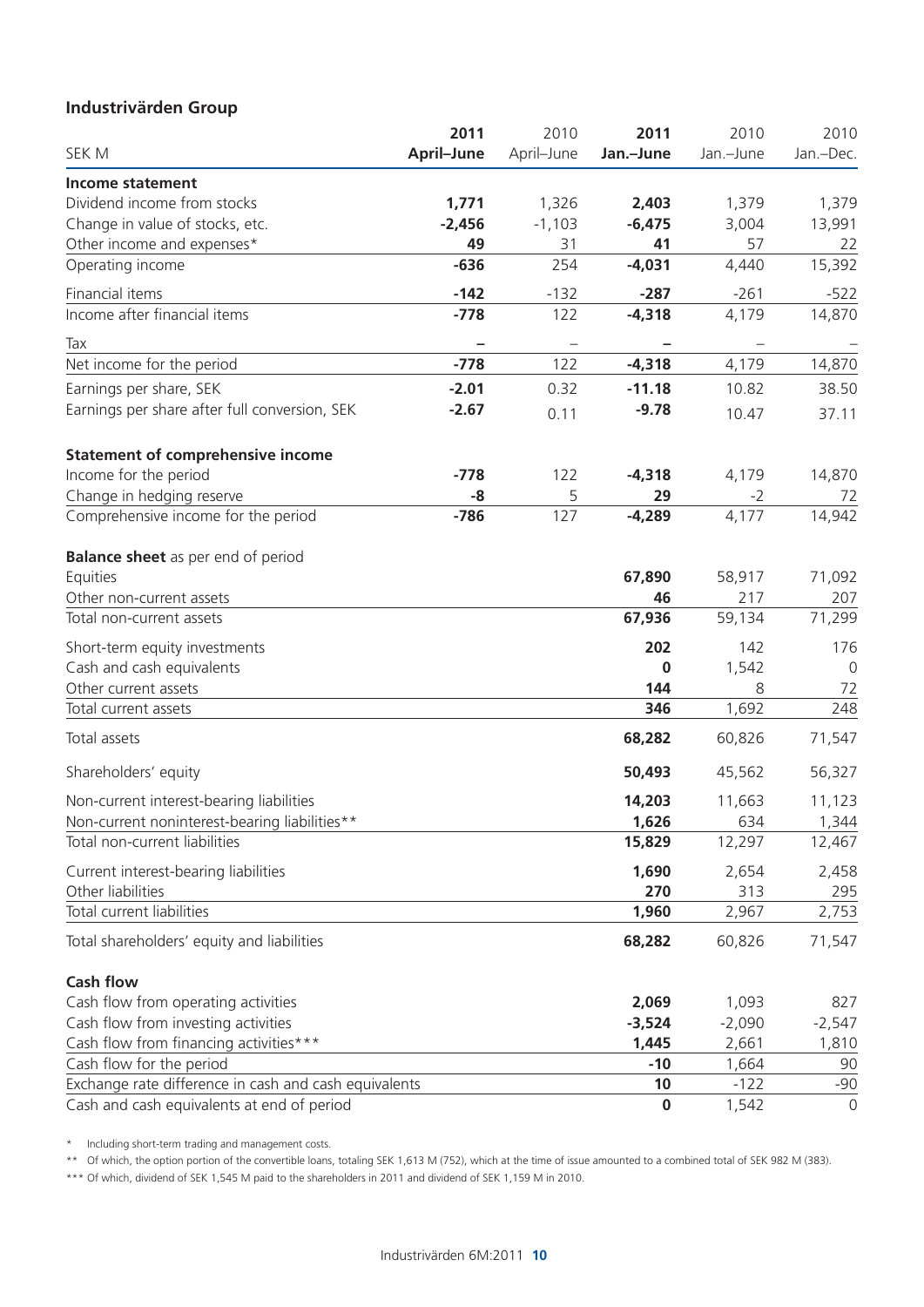## Industrivärden Group

| SEK M | 2011 April–June | 2010 April–June | 2011 Jan.–June | 2010 Jan.–June | 2010 Jan.–Dec. |
|---|---|---|---|---|---|
| **Income statement** | | | | | |
| Dividend income from stocks | **1,771** | 1,326 | **2,403** | 1,379 | 1,379 |
| Change in value of stocks, etc. | **-2,456** | -1,103 | **-6,475** | 3,004 | 13,991 |
| Other income and expenses* | **49** | 31 | **41** | 57 | 22 |
| Operating income | **-636** | 254 | **-4,031** | 4,440 | 15,392 |
| Financial items | **-142** | -132 | **-287** | -261 | -522 |
| Income after financial items | **-778** | 122 | **-4,318** | 4,179 | 14,870 |
| Tax | **–** | – | **–** | – | – |
| Net income for the period | **-778** | 122 | **-4,318** | 4,179 | 14,870 |
| Earnings per share, SEK | **-2.01** | 0.32 | **-11.18** | 10.82 | 38.50 |
| Earnings per share after full conversion, SEK | **-2.67** | 0.11 | **-9.78** | 10.47 | 37.11 |
| **Statement of comprehensive income** | | | | | |
| Income for the period | **-778** | 122 | **-4,318** | 4,179 | 14,870 |
| Change in hedging reserve | **-8** | 5 | **29** | -2 | 72 |
| Comprehensive income for the period | **-786** | 127 | **-4,289** | 4,177 | 14,942 |
| **Balance sheet** as per end of period | | | | | |
| Equities | | | **67,890** | 58,917 | 71,092 |
| Other non-current assets | | | **46** | 217 | 207 |
| Total non-current assets | | | **67,936** | 59,134 | 71,299 |
| Short-term equity investments | | | **202** | 142 | 176 |
| Cash and cash equivalents | | | **0** | 1,542 | 0 |
| Other current assets | | | **144** | 8 | 72 |
| Total current assets | | | **346** | 1,692 | 248 |
| Total assets | | | **68,282** | 60,826 | 71,547 |
| Shareholders' equity | | | **50,493** | 45,562 | 56,327 |
| Non-current interest-bearing liabilities | | | **14,203** | 11,663 | 11,123 |
| Non-current noninterest-bearing liabilities** | | | **1,626** | 634 | 1,344 |
| Total non-current liabilities | | | **15,829** | 12,297 | 12,467 |
| Current interest-bearing liabilities | | | **1,690** | 2,654 | 2,458 |
| Other liabilities | | | **270** | 313 | 295 |
| Total current liabilities | | | **1,960** | 2,967 | 2,753 |
| Total shareholders' equity and liabilities | | | **68,282** | 60,826 | 71,547 |
| **Cash flow** | | | | | |
| Cash flow from operating activities | | | **2,069** | 1,093 | 827 |
| Cash flow from investing activities | | | **-3,524** | -2,090 | -2,547 |
| Cash flow from financing activities*** | | | **1,445** | 2,661 | 1,810 |
| Cash flow for the period | | | **-10** | 1,664 | 90 |
| Exchange rate difference in cash and cash equivalents | | | **10** | -122 | -90 |
| Cash and cash equivalents at end of period | | | **0** | 1,542 | 0 |

\* Including short-term trading and management costs.

** Of which, the option portion of the convertible loans, totaling SEK 1,613 M (752), which at the time of issue amounted to a combined total of SEK 982 M (383).

*** Of which, dividend of SEK 1,545 M paid to the shareholders in 2011 and dividend of SEK 1,159 M in 2010.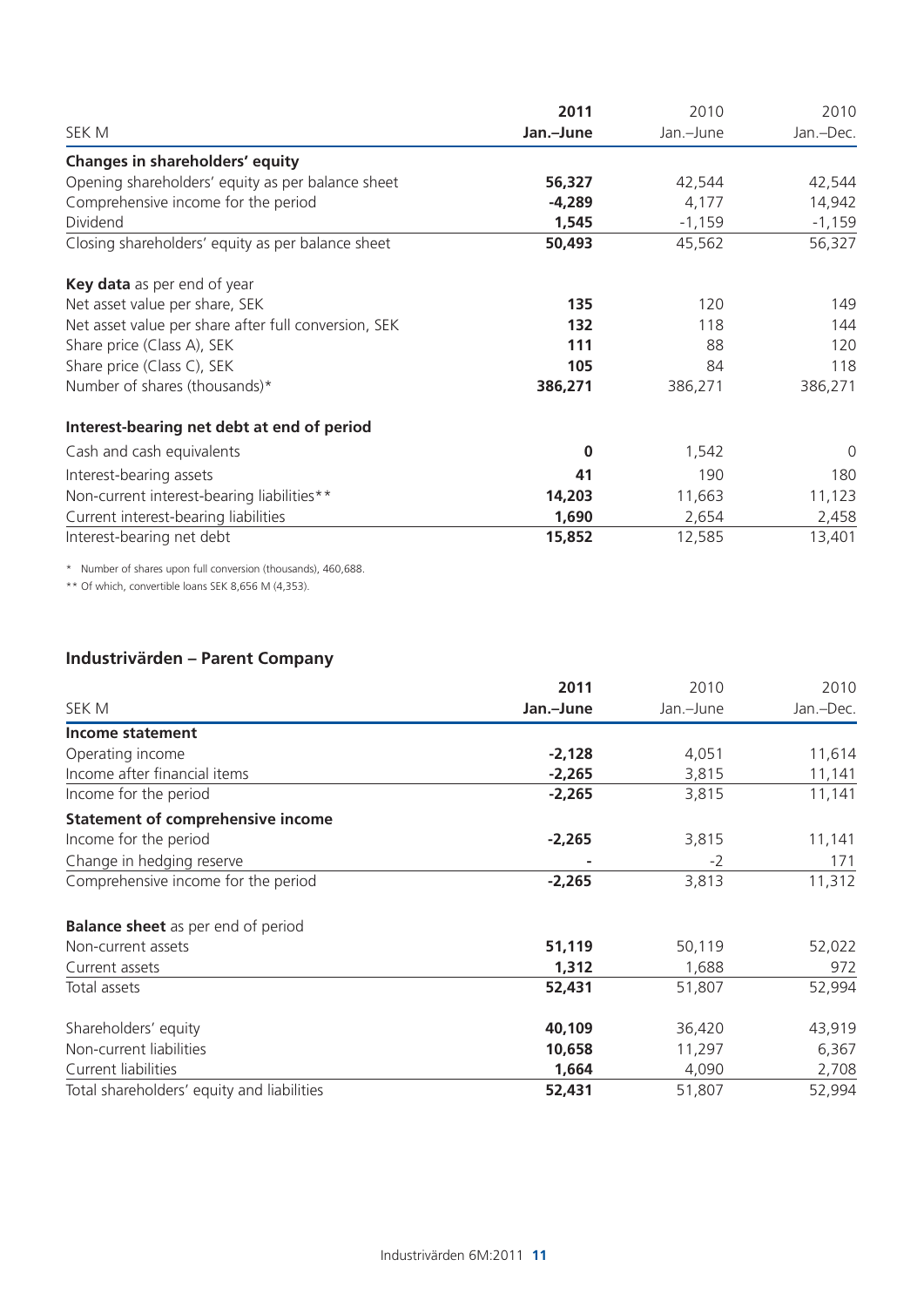| SEK M | 2011 Jan.–June | 2010 Jan.–June | 2010 Jan.–Dec. |
|---|---|---|---|
| **Changes in shareholders' equity** | | | |
| Opening shareholders' equity as per balance sheet | **56,327** | 42,544 | 42,544 |
| Comprehensive income for the period | **-4,289** | 4,177 | 14,942 |
| Dividend | **1,545** | -1,159 | -1,159 |
| Closing shareholders' equity as per balance sheet | **50,493** | 45,562 | 56,327 |
| **Key data** as per end of year | | | |
| Net asset value per share, SEK | **135** | 120 | 149 |
| Net asset value per share after full conversion, SEK | **132** | 118 | 144 |
| Share price (Class A), SEK | **111** | 88 | 120 |
| Share price (Class C), SEK | **105** | 84 | 118 |
| Number of shares (thousands)* | **386,271** | 386,271 | 386,271 |
| **Interest-bearing net debt at end of period** | | | |
| Cash and cash equivalents | **0** | 1,542 | 0 |
| Interest-bearing assets | **41** | 190 | 180 |
| Non-current interest-bearing liabilities** | **14,203** | 11,663 | 11,123 |
| Current interest-bearing liabilities | **1,690** | 2,654 | 2,458 |
| Interest-bearing net debt | **15,852** | 12,585 | 13,401 |

\* Number of shares upon full conversion (thousands), 460,688.

** Of which, convertible loans SEK 8,656 M (4,353).

## Industrivärden – Parent Company

| SEK M | 2011 Jan.–June | 2010 Jan.–June | 2010 Jan.–Dec. |
|---|---|---|---|
| **Income statement** | | | |
| Operating income | **-2,128** | 4,051 | 11,614 |
| Income after financial items | **-2,265** | 3,815 | 11,141 |
| Income for the period | **-2,265** | 3,815 | 11,141 |
| **Statement of comprehensive income** | | | |
| Income for the period | **-2,265** | 3,815 | 11,141 |
| Change in hedging reserve | **-** | -2 | 171 |
| Comprehensive income for the period | **-2,265** | 3,813 | 11,312 |
| **Balance sheet** as per end of period | | | |
| Non-current assets | **51,119** | 50,119 | 52,022 |
| Current assets | **1,312** | 1,688 | 972 |
| Total assets | **52,431** | 51,807 | 52,994 |
| Shareholders' equity | **40,109** | 36,420 | 43,919 |
| Non-current liabilities | **10,658** | 11,297 | 6,367 |
| Current liabilities | **1,664** | 4,090 | 2,708 |
| Total shareholders' equity and liabilities | **52,431** | 51,807 | 52,994 |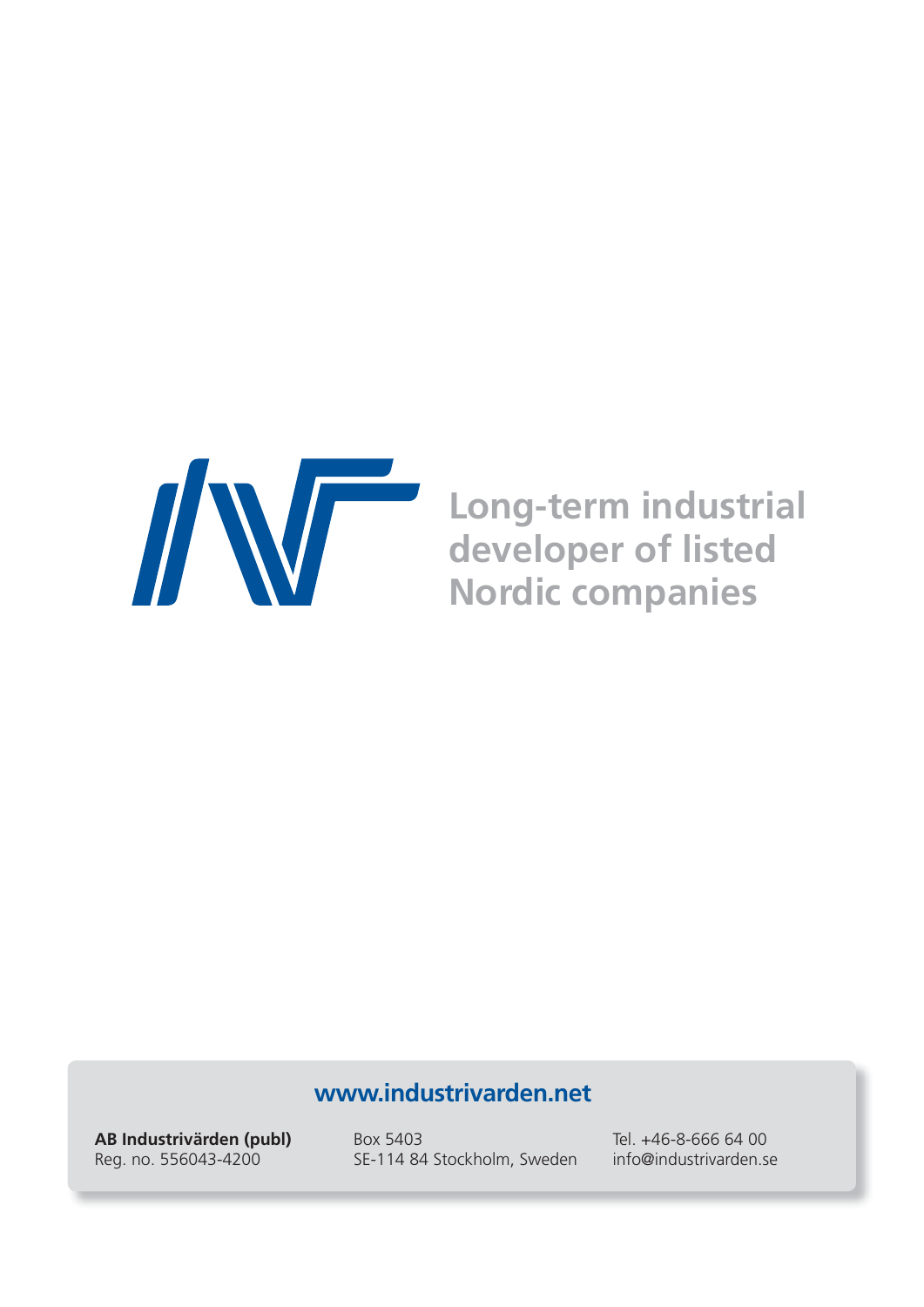Long-term industrial developer of listed Nordic companies

www.industrivarden.net

**AB Industrivärden (publ)**
Reg. no. 556043-4200

Box 5403
SE-114 84 Stockholm, Sweden

Tel. +46-8-666 64 00
info@industrivarden.se